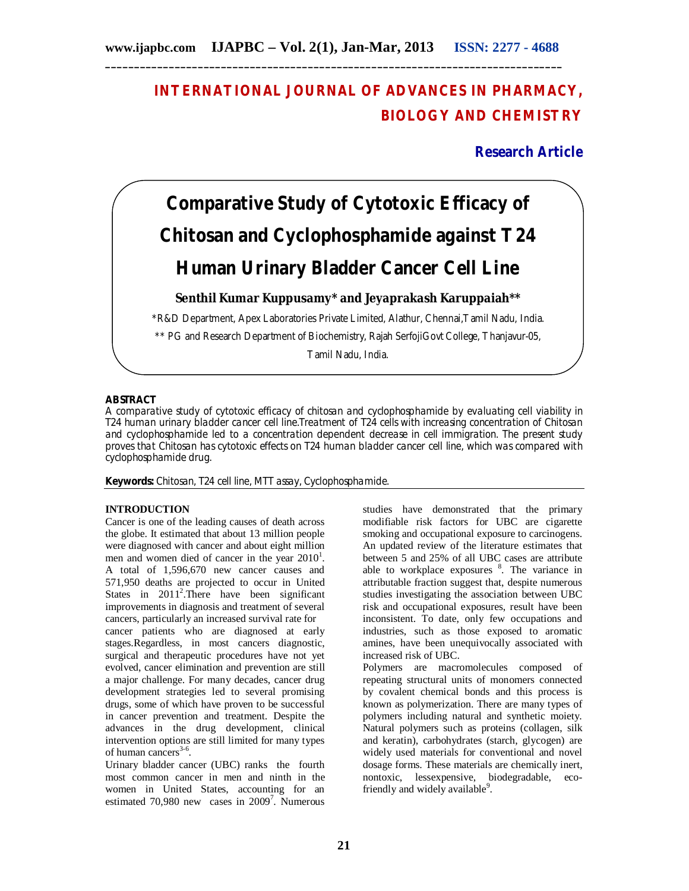# INTERNATIONAL JOURNAL OF ADVANCES IN PHARMACY, BIOLOGY AND CHEMISTRY

**Research Article**

# Comparative Study of Cytotoxic Efficacy of Chitosan and Cyclophosphamide against T24 Human Urinary Bladder Cancer Cell Line

**Senthil Kumar Kuppusamy\* and Jeyaprakash Karuppaiah\*\***

\*R&D Department, Apex Laboratories Private Limited, Alathur, Chennai,Tamil Nadu, India.

\*\* PG and Research Department of Biochemistry, Rajah SerfojiGovt College, Thanjavur-05, Tamil Nadu, India.

## ABSTRACT

A comparative study of cytotoxic efficacy of chitosan and cyclophosphamide by evaluating cell viability in T24 human urinary bladder cancer cell line.Treatment of T24 cells with increasing concentration of Chitosan and cyclophosphamide led to a concentration dependent decrease in cell immigration. The present study proves that Chitosan has cytotoxic effects on T24 human bladder cancer cell line, which was compared with cyclophosphamide drug.

**Keywords:** Chitosan, T24 cell line, MTT assay, Cyclophosphamide.

## INTRODUCTION

Cancer is one of the leading causes of death across the globe. It estimated that about 13 million people were diagnosed with cancer and about eight million men and women died of cancer in the year 2010[1]. A total of 1,596,670 new cancer causes and 571,950 deaths are projected to occur in United States in 2011[2].There have been significant improvements in diagnosis and treatment of several cancers, particularly an increased survival rate for cancer patients who are diagnosed at early stages.Regardless, in most cancers diagnostic, surgical and therapeutic procedures have not yet evolved, cancer elimination and prevention are still a major challenge. For many decades, cancer drug development strategies led to several promising drugs, some of which have proven to be successful in cancer prevention and treatment. Despite the advances in the drug development, clinical intervention options are still limited for many types of human cancers[3-6].

Urinary bladder cancer (UBC) ranks the fourth most common cancer in men and ninth in the women in United States, accounting for an estimated 70,980 new cases in 2009[7]. Numerous studies have demonstrated that the primary modifiable risk factors for UBC are cigarette smoking and occupational exposure to carcinogens. An updated review of the literature estimates that between 5 and 25% of all UBC cases are attribute able to workplace exposures [8]. The variance in attributable fraction suggest that, despite numerous studies investigating the association between UBC risk and occupational exposures, result have been inconsistent. To date, only few occupations and industries, such as those exposed to aromatic amines, have been unequivocally associated with increased risk of UBC.

Polymers are macromolecules composed of repeating structural units of monomers connected by covalent chemical bonds and this process is known as polymerization. There are many types of polymers including natural and synthetic moiety. Natural polymers such as proteins (collagen, silk and keratin), carbohydrates (starch, glycogen) are widely used materials for conventional and novel dosage forms. These materials are chemically inert, nontoxic, lessexpensive, biodegradable, eco-friendly and widely available[9].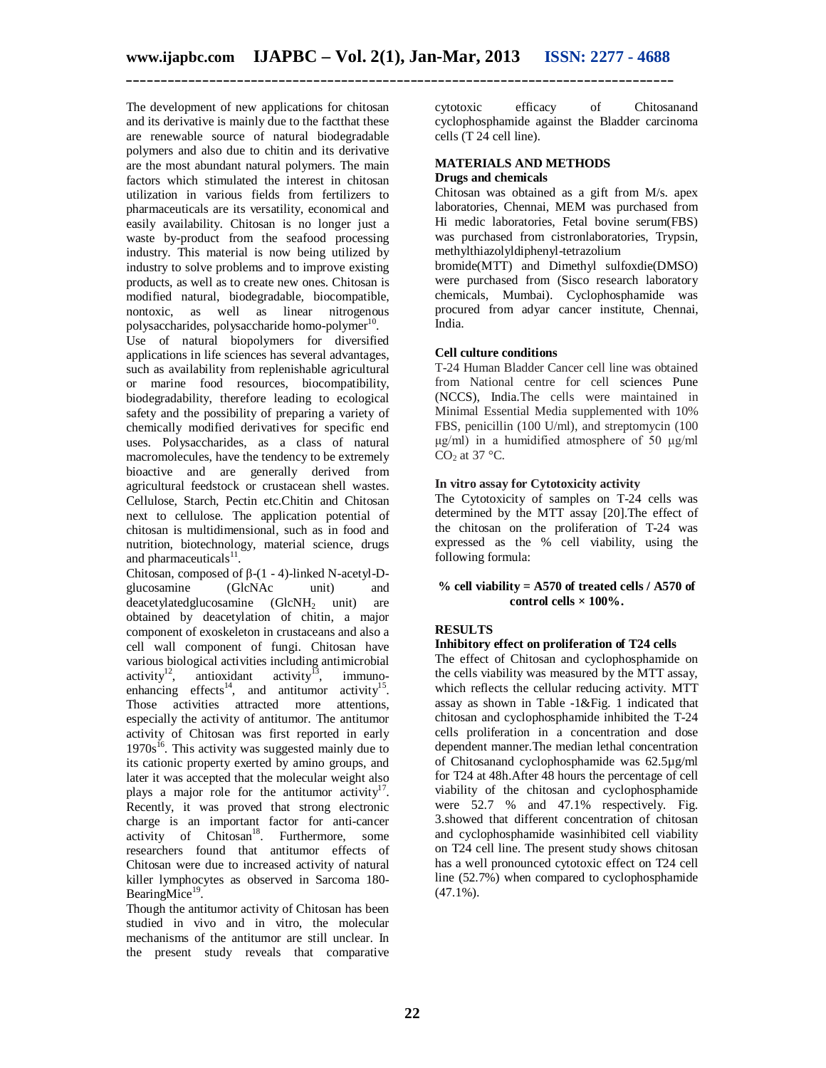The development of new applications for chitosan and its derivative is mainly due to the factthat these are renewable source of natural biodegradable polymers and also due to chitin and its derivative are the most abundant natural polymers. The main factors which stimulated the interest in chitosan utilization in various fields from fertilizers to pharmaceuticals are its versatility, economical and easily availability. Chitosan is no longer just a waste by-product from the seafood processing industry. This material is now being utilized by industry to solve problems and to improve existing products, as well as to create new ones. Chitosan is modified natural, biodegradable, biocompatible, nontoxic, as well as linear nitrogenous polysaccharides, polysaccharide homo-polymer[10].

Use of natural biopolymers for diversified applications in life sciences has several advantages, such as availability from replenishable agricultural or marine food resources, biocompatibility, biodegradability, therefore leading to ecological safety and the possibility of preparing a variety of chemically modified derivatives for specific end uses. Polysaccharides, as a class of natural macromolecules, have the tendency to be extremely bioactive and are generally derived from agricultural feedstock or crustacean shell wastes. Cellulose, Starch, Pectin etc.Chitin and Chitosan next to cellulose. The application potential of chitosan is multidimensional, such as in food and nutrition, biotechnology, material science, drugs and pharmaceuticals[11].

Chitosan, composed of β-(1 - 4)-linked N-acetyl-D-glucosamine (GlcNAc unit) and deacetylatedglucosamine ($GlcNH_2$ unit) are obtained by deacetylation of chitin, a major component of exoskeleton in crustaceans and also a cell wall component of fungi. Chitosan have various biological activities including antimicrobial activity[12], antioxidant activity[13], immuno-enhancing effects[14], and antitumor activity[15]. Those activities attracted more attentions, especially the activity of antitumor. The antitumor activity of Chitosan was first reported in early 1970s[16]. This activity was suggested mainly due to its cationic property exerted by amino groups, and later it was accepted that the molecular weight also plays a major role for the antitumor activity[17]. Recently, it was proved that strong electronic charge is an important factor for anti-cancer activity of Chitosan[18]. Furthermore, some researchers found that antitumor effects of Chitosan were due to increased activity of natural killer lymphocytes as observed in Sarcoma 180-BearingMice[19].

Though the antitumor activity of Chitosan has been studied in vivo and in vitro, the molecular mechanisms of the antitumor are still unclear. In the present study reveals that comparative cytotoxic efficacy of Chitosanand cyclophosphamide against the Bladder carcinoma cells (T 24 cell line).

## MATERIALS AND METHODS

### Drugs and chemicals

Chitosan was obtained as a gift from M/s. apex laboratories, Chennai, MEM was purchased from Hi medic laboratories, Fetal bovine serum(FBS) was purchased from cistronlaboratories, Trypsin, methylthiazolyldiphenyl-tetrazolium bromide(MTT) and Dimethyl sulfoxdie(DMSO) were purchased from (Sisco research laboratory chemicals, Mumbai). Cyclophosphamide was procured from adyar cancer institute, Chennai, India.

### Cell culture conditions

T-24 Human Bladder Cancer cell line was obtained from National centre for cell sciences Pune (NCCS), India.The cells were maintained in Minimal Essential Media supplemented with 10% FBS, penicillin (100 U/ml), and streptomycin (100 μg/ml) in a humidified atmosphere of 50 μg/ml $CO_2$ at 37 °C.

### In vitro assay for Cytotoxicity activity

The Cytotoxicity of samples on T-24 cells was determined by the MTT assay [20].The effect of the chitosan on the proliferation of T-24 was expressed as the % cell viability, using the following formula:

**% cell viability = A570 of treated cells / A570 of control cells × 100%.**

## RESULTS

### Inhibitory effect on proliferation of T24 cells

The effect of Chitosan and cyclophosphamide on the cells viability was measured by the MTT assay, which reflects the cellular reducing activity. MTT assay as shown in Table -1&Fig. 1 indicated that chitosan and cyclophosphamide inhibited the T-24 cells proliferation in a concentration and dose dependent manner.The median lethal concentration of Chitosanand cyclophosphamide was 62.5µg/ml for T24 at 48h.After 48 hours the percentage of cell viability of the chitosan and cyclophosphamide were 52.7 % and 47.1% respectively. Fig. 3.showed that different concentration of chitosan and cyclophosphamide wasinhibited cell viability on T24 cell line. The present study shows chitosan has a well pronounced cytotoxic effect on T24 cell line (52.7%) when compared to cyclophosphamide (47.1%).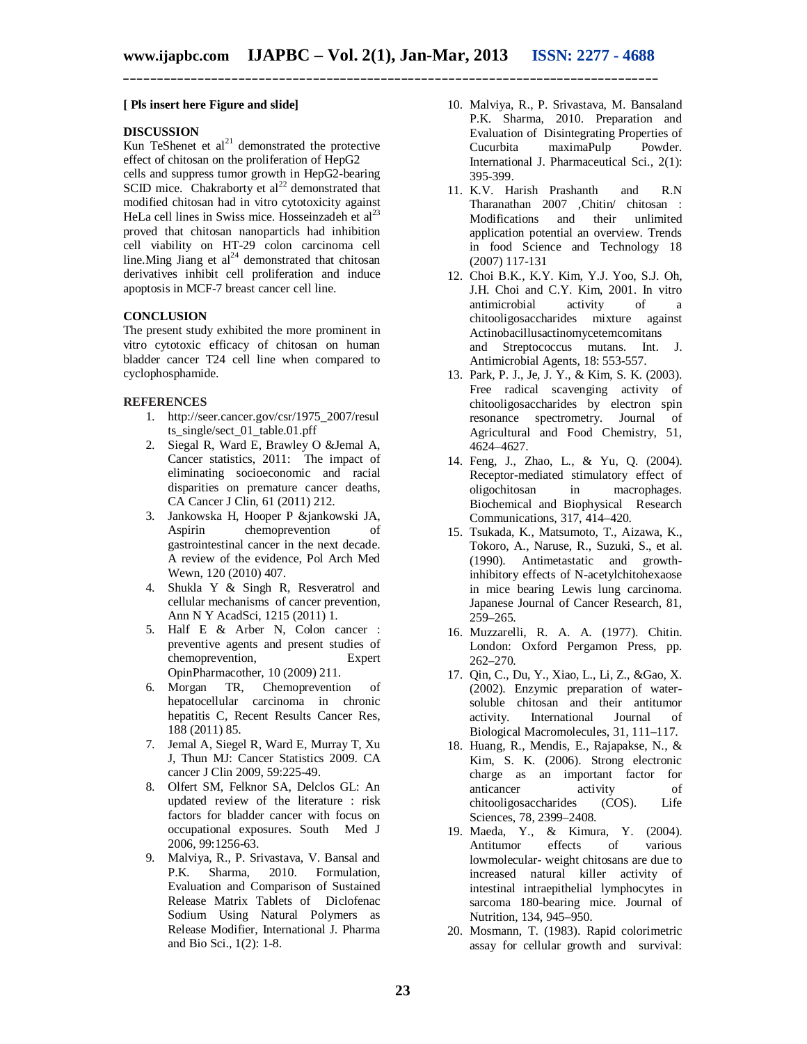**[ Pls insert here Figure and slide]**

## DISCUSSION

Kun TeShenet et al[21] demonstrated the protective effect of chitosan on the proliferation of HepG2 cells and suppress tumor growth in HepG2-bearing SCID mice. Chakraborty et al[22] demonstrated that modified chitosan had in vitro cytotoxicity against HeLa cell lines in Swiss mice. Hosseinzadeh et al[23] proved that chitosan nanoparticls had inhibition cell viability on HT-29 colon carcinoma cell line.Ming Jiang et al[24] demonstrated that chitosan derivatives inhibit cell proliferation and induce apoptosis in MCF-7 breast cancer cell line.

## CONCLUSION

The present study exhibited the more prominent in vitro cytotoxic efficacy of chitosan on human bladder cancer T24 cell line when compared to cyclophosphamide.

## REFERENCES

1. http://seer.cancer.gov/csr/1975_2007/results_single/sect_01_table.01.pff
2. Siegal R, Ward E, Brawley O &Jemal A, Cancer statistics, 2011: The impact of eliminating socioeconomic and racial disparities on premature cancer deaths, CA Cancer J Clin, 61 (2011) 212.
3. Jankowska H, Hooper P &jankowski JA, Aspirin chemoprevention of gastrointestinal cancer in the next decade. A review of the evidence, Pol Arch Med Wewn, 120 (2010) 407.
4. Shukla Y & Singh R, Resveratrol and cellular mechanisms of cancer prevention, Ann N Y AcadSci, 1215 (2011) 1.
5. Half E & Arber N, Colon cancer : preventive agents and present studies of chemoprevention, Expert OpinPharmacother, 10 (2009) 211.
6. Morgan TR, Chemoprevention of hepatocellular carcinoma in chronic hepatitis C, Recent Results Cancer Res, 188 (2011) 85.
7. Jemal A, Siegel R, Ward E, Murray T, Xu J, Thun MJ: Cancer Statistics 2009. CA cancer J Clin 2009, 59:225-49.
8. Olfert SM, Felknor SA, Delclos GL: An updated review of the literature : risk factors for bladder cancer with focus on occupational exposures. South Med J 2006, 99:1256-63.
9. Malviya, R., P. Srivastava, V. Bansal and P.K. Sharma, 2010. Formulation, Evaluation and Comparison of Sustained Release Matrix Tablets of Diclofenac Sodium Using Natural Polymers as Release Modifier, International J. Pharma and Bio Sci., 1(2): 1-8.
10. Malviya, R., P. Srivastava, M. Bansaland P.K. Sharma, 2010. Preparation and Evaluation of Disintegrating Properties of Cucurbita maximaPulp Powder. International J. Pharmaceutical Sci., 2(1): 395-399.
11. K.V. Harish Prashanth and R.N Tharanathan 2007 ,Chitin/ chitosan : Modifications and their unlimited application potential an overview. Trends in food Science and Technology 18 (2007) 117-131
12. Choi B.K., K.Y. Kim, Y.J. Yoo, S.J. Oh, J.H. Choi and C.Y. Kim, 2001. In vitro antimicrobial activity of a chitooligosaccharides mixture against Actinobacillusactinomycetemcomitans and Streptococcus mutans. Int. J. Antimicrobial Agents, 18: 553-557.
13. Park, P. J., Je, J. Y., & Kim, S. K. (2003). Free radical scavenging activity of chitooligosaccharides by electron spin resonance spectrometry. Journal of Agricultural and Food Chemistry, 51, 4624–4627.
14. Feng, J., Zhao, L., & Yu, Q. (2004). Receptor-mediated stimulatory effect of oligochitosan in macrophages. Biochemical and Biophysical Research Communications, 317, 414–420.
15. Tsukada, K., Matsumoto, T., Aizawa, K., Tokoro, A., Naruse, R., Suzuki, S., et al. (1990). Antimetastatic and growth-inhibitory effects of N-acetylchitohexaose in mice bearing Lewis lung carcinoma. Japanese Journal of Cancer Research, 81, 259–265.
16. Muzzarelli, R. A. A. (1977). Chitin. London: Oxford Pergamon Press, pp. 262–270.
17. Qin, C., Du, Y., Xiao, L., Li, Z., &Gao, X. (2002). Enzymic preparation of water-soluble chitosan and their antitumor activity. International Journal of Biological Macromolecules, 31, 111–117.
18. Huang, R., Mendis, E., Rajapakse, N., & Kim, S. K. (2006). Strong electronic charge as an important factor for anticancer activity of chitooligosaccharides (COS). Life Sciences, 78, 2399–2408.
19. Maeda, Y., & Kimura, Y. (2004). Antitumor effects of various lowmolecular- weight chitosans are due to increased natural killer activity of intestinal intraepithelial lymphocytes in sarcoma 180-bearing mice. Journal of Nutrition, 134, 945–950.
20. Mosmann, T. (1983). Rapid colorimetric assay for cellular growth and survival: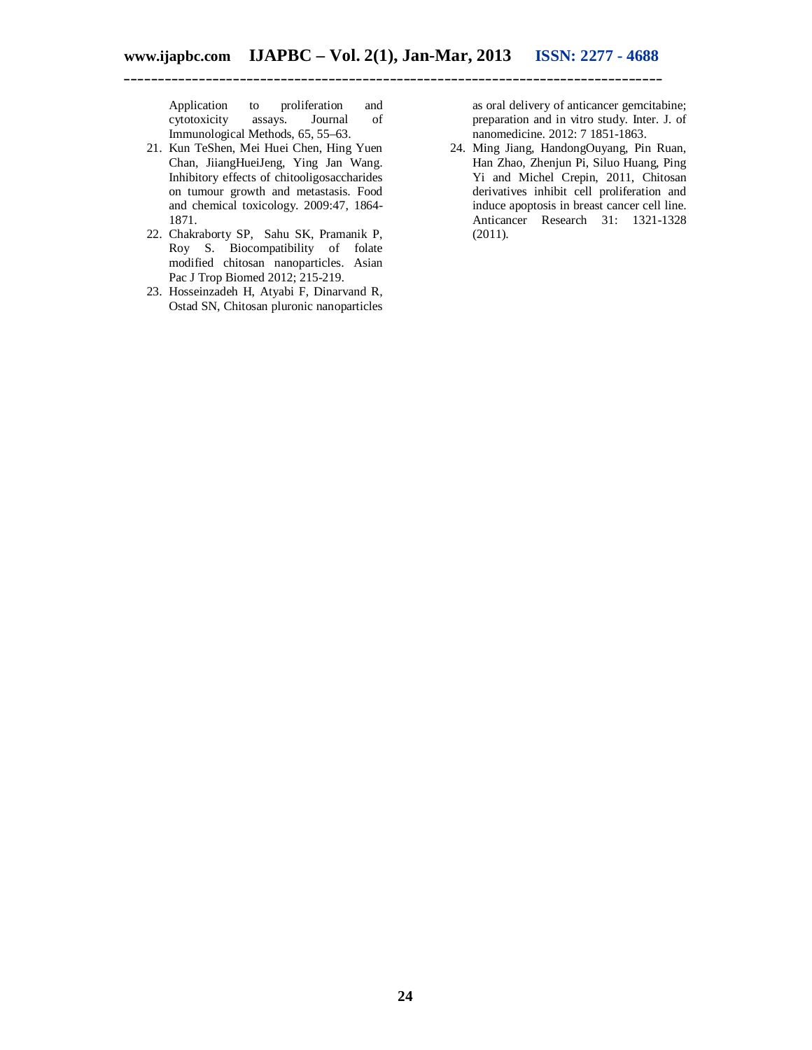Application to proliferation and cytotoxicity assays. Journal of Immunological Methods, 65, 55–63.

21. Kun TeShen, Mei Huei Chen, Hing Yuen Chan, JiiangHueiJeng, Ying Jan Wang. Inhibitory effects of chitooligosaccharides on tumour growth and metastasis. Food and chemical toxicology. 2009:47, 1864-1871.
22. Chakraborty SP, Sahu SK, Pramanik P, Roy S. Biocompatibility of folate modified chitosan nanoparticles. Asian Pac J Trop Biomed 2012; 215-219.
23. Hosseinzadeh H, Atyabi F, Dinarvand R, Ostad SN, Chitosan pluronic nanoparticles as oral delivery of anticancer gemcitabine; preparation and in vitro study. Inter. J. of nanomedicine. 2012: 7 1851-1863.
24. Ming Jiang, HandongOuyang, Pin Ruan, Han Zhao, Zhenjun Pi, Siluo Huang, Ping Yi and Michel Crepin, 2011, Chitosan derivatives inhibit cell proliferation and induce apoptosis in breast cancer cell line. Anticancer Research 31: 1321-1328 (2011).